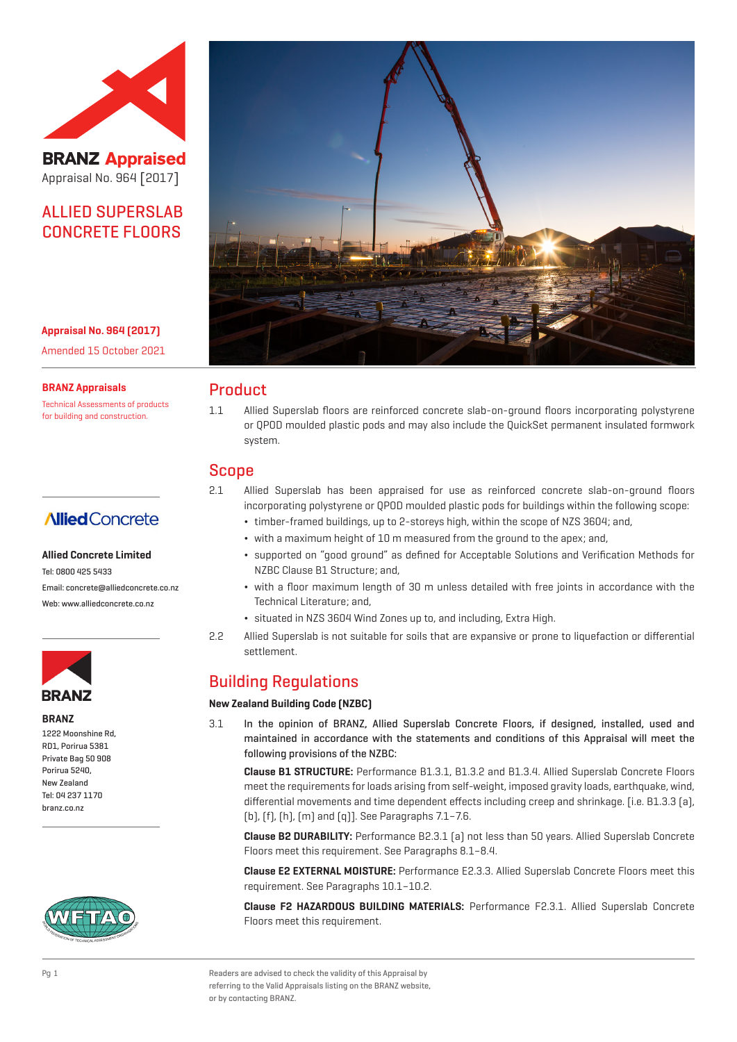BRANZ Appraised
Appraisal No. 964 [2017]

# ALLIED SUPERSLAB CONCRETE FLOORS

**Appraisal No. 964 (2017)**

Amended 15 October 2021

**BRANZ Appraisals**

Technical Assessments of products for building and construction.

Allied Concrete

**Allied Concrete Limited**

Tel: 0800 425 5433

Email: concrete@alliedconcrete.co.nz

Web: www.alliedconcrete.co.nz

**BRANZ**

1222 Moonshine Rd,
RD1, Porirua 5381
Private Bag 50 908
Porirua 5240,
New Zealand
Tel: 04 237 1170
branz.co.nz

## Product

1.1 Allied Superslab floors are reinforced concrete slab-on-ground floors incorporating polystyrene or QPOD moulded plastic pods and may also include the QuickSet permanent insulated formwork system.

## Scope

2.1 Allied Superslab has been appraised for use as reinforced concrete slab-on-ground floors incorporating polystyrene or QPOD moulded plastic pods for buildings within the following scope:

- timber-framed buildings, up to 2-storeys high, within the scope of NZS 3604; and,
- with a maximum height of 10 m measured from the ground to the apex; and,
- supported on "good ground" as defined for Acceptable Solutions and Verification Methods for NZBC Clause B1 Structure; and,
- with a floor maximum length of 30 m unless detailed with free joints in accordance with the Technical Literature; and,
- situated in NZS 3604 Wind Zones up to, and including, Extra High.

2.2 Allied Superslab is not suitable for soils that are expansive or prone to liquefaction or differential settlement.

## Building Regulations

### New Zealand Building Code (NZBC)

3.1 In the opinion of BRANZ, Allied Superslab Concrete Floors, if designed, installed, used and maintained in accordance with the statements and conditions of this Appraisal will meet the following provisions of the NZBC:

**Clause B1 STRUCTURE:** Performance B1.3.1, B1.3.2 and B1.3.4. Allied Superslab Concrete Floors meet the requirements for loads arising from self-weight, imposed gravity loads, earthquake, wind, differential movements and time dependent effects including creep and shrinkage. [i.e. B1.3.3 (a), (b), (f), (h), (m) and (q)]. See Paragraphs 7.1–7.6.

**Clause B2 DURABILITY:** Performance B2.3.1 (a) not less than 50 years. Allied Superslab Concrete Floors meet this requirement. See Paragraphs 8.1–8.4.

**Clause E2 EXTERNAL MOISTURE:** Performance E2.3.3. Allied Superslab Concrete Floors meet this requirement. See Paragraphs 10.1–10.2.

**Clause F2 HAZARDOUS BUILDING MATERIALS:** Performance F2.3.1. Allied Superslab Concrete Floors meet this requirement.

Readers are advised to check the validity of this Appraisal by referring to the Valid Appraisals listing on the BRANZ website, or by contacting BRANZ.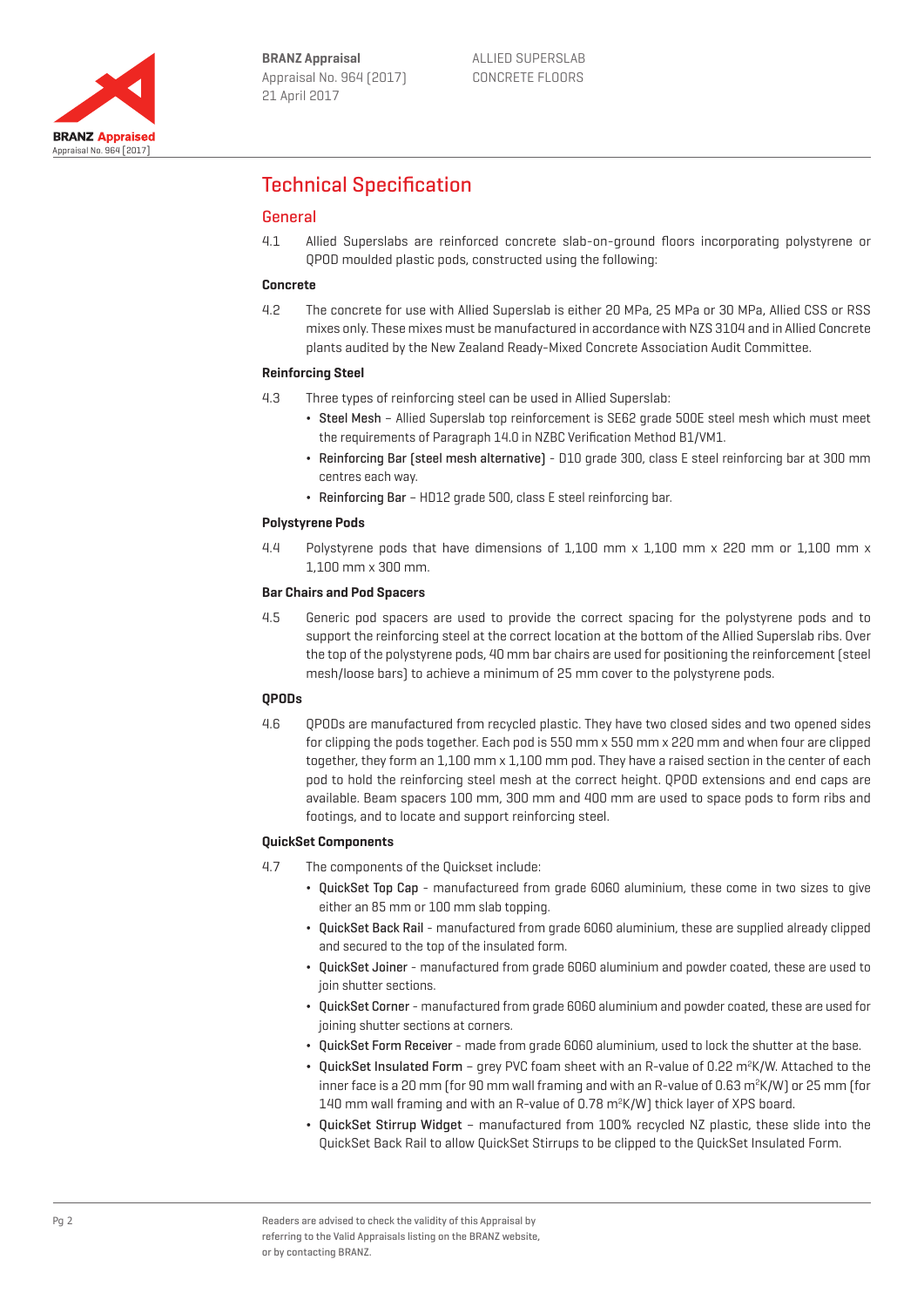# Technical Specification

## General

4.1 Allied Superslabs are reinforced concrete slab-on-ground floors incorporating polystyrene or QPOD moulded plastic pods, constructed using the following:

### Concrete

4.2 The concrete for use with Allied Superslab is either 20 MPa, 25 MPa or 30 MPa, Allied CSS or RSS mixes only. These mixes must be manufactured in accordance with NZS 3104 and in Allied Concrete plants audited by the New Zealand Ready-Mixed Concrete Association Audit Committee.

### Reinforcing Steel

4.3 Three types of reinforcing steel can be used in Allied Superslab:

- Steel Mesh – Allied Superslab top reinforcement is SE62 grade 500E steel mesh which must meet the requirements of Paragraph 14.0 in NZBC Verification Method B1/VM1.
- Reinforcing Bar (steel mesh alternative) - D10 grade 300, class E steel reinforcing bar at 300 mm centres each way.
- Reinforcing Bar – HD12 grade 500, class E steel reinforcing bar.

### Polystyrene Pods

4.4 Polystyrene pods that have dimensions of 1,100 mm x 1,100 mm x 220 mm or 1,100 mm x 1,100 mm x 300 mm.

### Bar Chairs and Pod Spacers

4.5 Generic pod spacers are used to provide the correct spacing for the polystyrene pods and to support the reinforcing steel at the correct location at the bottom of the Allied Superslab ribs. Over the top of the polystyrene pods, 40 mm bar chairs are used for positioning the reinforcement (steel mesh/loose bars) to achieve a minimum of 25 mm cover to the polystyrene pods.

### QPODs

4.6 QPODs are manufactured from recycled plastic. They have two closed sides and two opened sides for clipping the pods together. Each pod is 550 mm x 550 mm x 220 mm and when four are clipped together, they form an 1,100 mm x 1,100 mm pod. They have a raised section in the center of each pod to hold the reinforcing steel mesh at the correct height. QPOD extensions and end caps are available. Beam spacers 100 mm, 300 mm and 400 mm are used to space pods to form ribs and footings, and to locate and support reinforcing steel.

### QuickSet Components

4.7 The components of the Quickset include:

- QuickSet Top Cap - manufactureed from grade 6060 aluminium, these come in two sizes to give either an 85 mm or 100 mm slab topping.
- QuickSet Back Rail - manufactured from grade 6060 aluminium, these are supplied already clipped and secured to the top of the insulated form.
- QuickSet Joiner - manufactured from grade 6060 aluminium and powder coated, these are used to join shutter sections.
- QuickSet Corner - manufactured from grade 6060 aluminium and powder coated, these are used for joining shutter sections at corners.
- QuickSet Form Receiver - made from grade 6060 aluminium, used to lock the shutter at the base.
- QuickSet Insulated Form – grey PVC foam sheet with an R-value of 0.22 $m^2K/W$. Attached to the inner face is a 20 mm (for 90 mm wall framing and with an R-value of 0.63 $m^2K/W$) or 25 mm (for 140 mm wall framing and with an R-value of 0.78 $m^2K/W$) thick layer of XPS board.
- QuickSet Stirrup Widget – manufactured from 100% recycled NZ plastic, these slide into the QuickSet Back Rail to allow QuickSet Stirrups to be clipped to the QuickSet Insulated Form.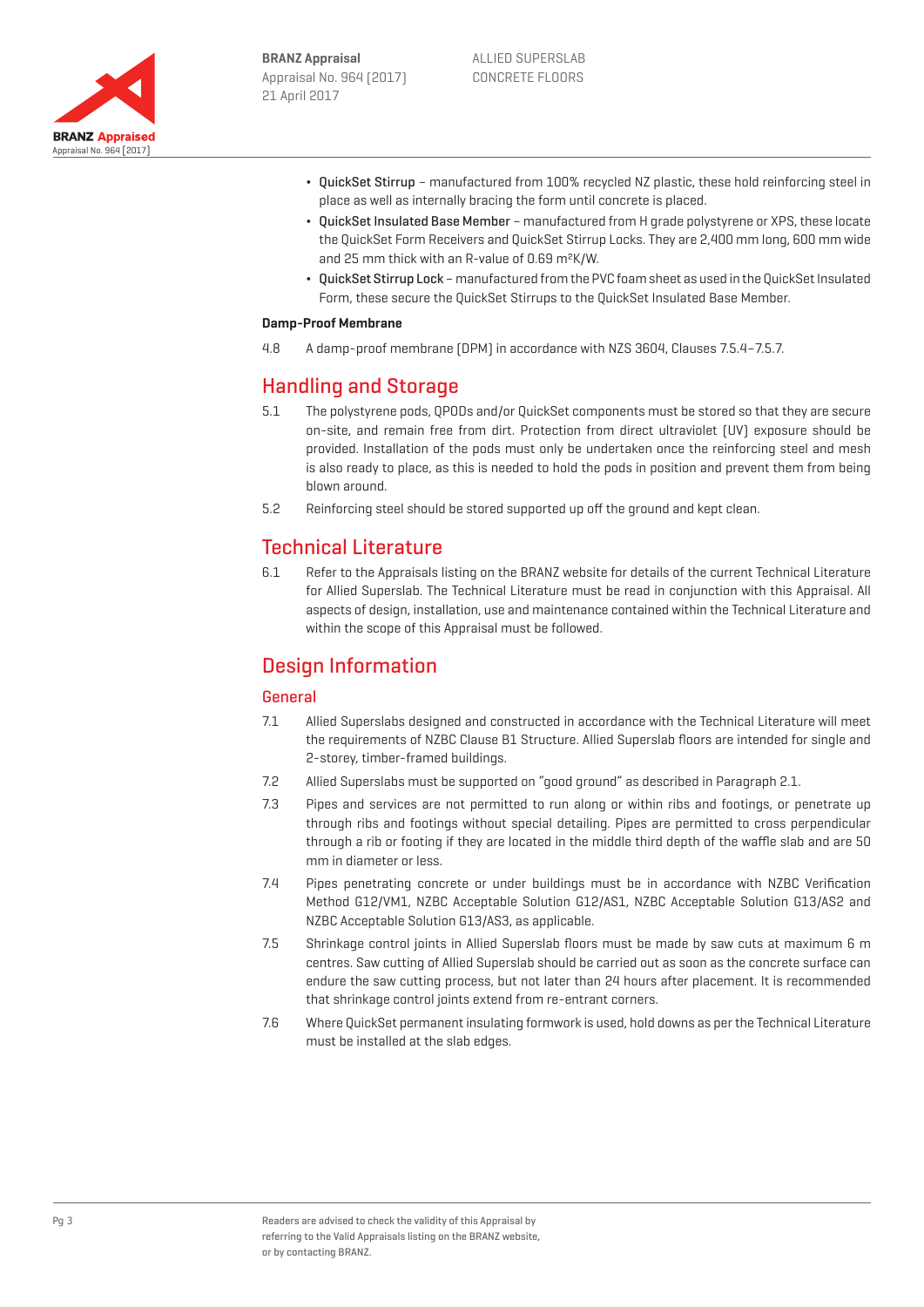- QuickSet Stirrup – manufactured from 100% recycled NZ plastic, these hold reinforcing steel in place as well as internally bracing the form until concrete is placed.
- QuickSet Insulated Base Member – manufactured from H grade polystyrene or XPS, these locate the QuickSet Form Receivers and QuickSet Stirrup Locks. They are 2,400 mm long, 600 mm wide and 25 mm thick with an R-value of 0.69 m²K/W.
- QuickSet Stirrup Lock – manufactured from the PVC foam sheet as used in the QuickSet Insulated Form, these secure the QuickSet Stirrups to the QuickSet Insulated Base Member.

**Damp-Proof Membrane**

4.8 A damp-proof membrane (DPM) in accordance with NZS 3604, Clauses 7.5.4–7.5.7.

## Handling and Storage

5.1 The polystyrene pods, QPODs and/or QuickSet components must be stored so that they are secure on-site, and remain free from dirt. Protection from direct ultraviolet (UV) exposure should be provided. Installation of the pods must only be undertaken once the reinforcing steel and mesh is also ready to place, as this is needed to hold the pods in position and prevent them from being blown around.

5.2 Reinforcing steel should be stored supported up off the ground and kept clean.

## Technical Literature

6.1 Refer to the Appraisals listing on the BRANZ website for details of the current Technical Literature for Allied Superslab. The Technical Literature must be read in conjunction with this Appraisal. All aspects of design, installation, use and maintenance contained within the Technical Literature and within the scope of this Appraisal must be followed.

## Design Information

### General

7.1 Allied Superslabs designed and constructed in accordance with the Technical Literature will meet the requirements of NZBC Clause B1 Structure. Allied Superslab floors are intended for single and 2-storey, timber-framed buildings.

7.2 Allied Superslabs must be supported on "good ground" as described in Paragraph 2.1.

7.3 Pipes and services are not permitted to run along or within ribs and footings, or penetrate up through ribs and footings without special detailing. Pipes are permitted to cross perpendicular through a rib or footing if they are located in the middle third depth of the waffle slab and are 50 mm in diameter or less.

7.4 Pipes penetrating concrete or under buildings must be in accordance with NZBC Verification Method G12/VM1, NZBC Acceptable Solution G12/AS1, NZBC Acceptable Solution G13/AS2 and NZBC Acceptable Solution G13/AS3, as applicable.

7.5 Shrinkage control joints in Allied Superslab floors must be made by saw cuts at maximum 6 m centres. Saw cutting of Allied Superslab should be carried out as soon as the concrete surface can endure the saw cutting process, but not later than 24 hours after placement. It is recommended that shrinkage control joints extend from re-entrant corners.

7.6 Where QuickSet permanent insulating formwork is used, hold downs as per the Technical Literature must be installed at the slab edges.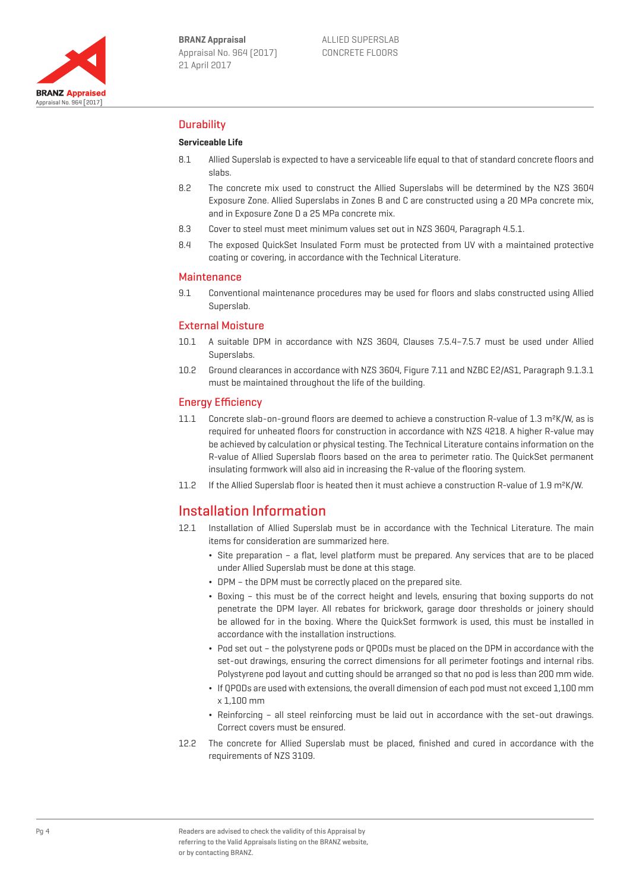## Durability

### Serviceable Life

8.1 Allied Superslab is expected to have a serviceable life equal to that of standard concrete floors and slabs.

8.2 The concrete mix used to construct the Allied Superslabs will be determined by the NZS 3604 Exposure Zone. Allied Superslabs in Zones B and C are constructed using a 20 MPa concrete mix, and in Exposure Zone D a 25 MPa concrete mix.

8.3 Cover to steel must meet minimum values set out in NZS 3604, Paragraph 4.5.1.

8.4 The exposed QuickSet Insulated Form must be protected from UV with a maintained protective coating or covering, in accordance with the Technical Literature.

## Maintenance

9.1 Conventional maintenance procedures may be used for floors and slabs constructed using Allied Superslab.

## External Moisture

10.1 A suitable DPM in accordance with NZS 3604, Clauses 7.5.4–7.5.7 must be used under Allied Superslabs.

10.2 Ground clearances in accordance with NZS 3604, Figure 7.11 and NZBC E2/AS1, Paragraph 9.1.3.1 must be maintained throughout the life of the building.

## Energy Efficiency

11.1 Concrete slab-on-ground floors are deemed to achieve a construction R-value of 1.3 $m^2K/W$, as is required for unheated floors for construction in accordance with NZS 4218. A higher R-value may be achieved by calculation or physical testing. The Technical Literature contains information on the R-value of Allied Superslab floors based on the area to perimeter ratio. The QuickSet permanent insulating formwork will also aid in increasing the R-value of the flooring system.

11.2 If the Allied Superslab floor is heated then it must achieve a construction R-value of 1.9 $m^2K/W$.

# Installation Information

12.1 Installation of Allied Superslab must be in accordance with the Technical Literature. The main items for consideration are summarized here.

- Site preparation – a flat, level platform must be prepared. Any services that are to be placed under Allied Superslab must be done at this stage.
- DPM – the DPM must be correctly placed on the prepared site.
- Boxing – this must be of the correct height and levels, ensuring that boxing supports do not penetrate the DPM layer. All rebates for brickwork, garage door thresholds or joinery should be allowed for in the boxing. Where the QuickSet formwork is used, this must be installed in accordance with the installation instructions.
- Pod set out – the polystyrene pods or QPODs must be placed on the DPM in accordance with the set-out drawings, ensuring the correct dimensions for all perimeter footings and internal ribs. Polystyrene pod layout and cutting should be arranged so that no pod is less than 200 mm wide.
- If QPODs are used with extensions, the overall dimension of each pod must not exceed 1,100 mm x 1,100 mm
- Reinforcing – all steel reinforcing must be laid out in accordance with the set-out drawings. Correct covers must be ensured.

12.2 The concrete for Allied Superslab must be placed, finished and cured in accordance with the requirements of NZS 3109.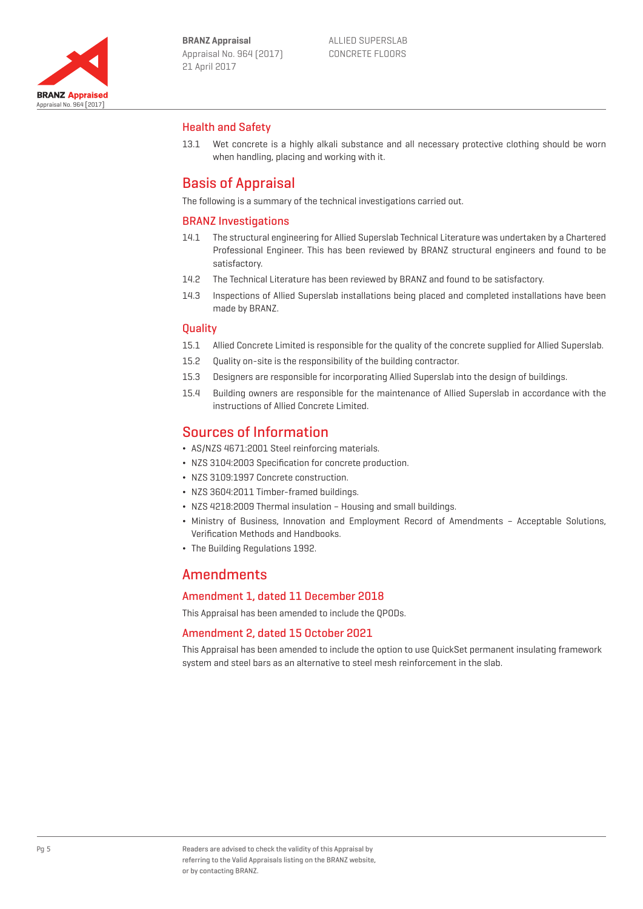## Health and Safety

13.1 Wet concrete is a highly alkali substance and all necessary protective clothing should be worn when handling, placing and working with it.

# Basis of Appraisal

The following is a summary of the technical investigations carried out.

## BRANZ Investigations

14.1 The structural engineering for Allied Superslab Technical Literature was undertaken by a Chartered Professional Engineer. This has been reviewed by BRANZ structural engineers and found to be satisfactory.

14.2 The Technical Literature has been reviewed by BRANZ and found to be satisfactory.

14.3 Inspections of Allied Superslab installations being placed and completed installations have been made by BRANZ.

## Quality

15.1 Allied Concrete Limited is responsible for the quality of the concrete supplied for Allied Superslab.

15.2 Quality on-site is the responsibility of the building contractor.

15.3 Designers are responsible for incorporating Allied Superslab into the design of buildings.

15.4 Building owners are responsible for the maintenance of Allied Superslab in accordance with the instructions of Allied Concrete Limited.

# Sources of Information

- AS/NZS 4671:2001 Steel reinforcing materials.
- NZS 3104:2003 Specification for concrete production.
- NZS 3109:1997 Concrete construction.
- NZS 3604:2011 Timber-framed buildings.
- NZS 4218:2009 Thermal insulation – Housing and small buildings.
- Ministry of Business, Innovation and Employment Record of Amendments – Acceptable Solutions, Verification Methods and Handbooks.
- The Building Regulations 1992.

# Amendments

## Amendment 1, dated 11 December 2018

This Appraisal has been amended to include the QPODs.

## Amendment 2, dated 15 October 2021

This Appraisal has been amended to include the option to use QuickSet permanent insulating framework system and steel bars as an alternative to steel mesh reinforcement in the slab.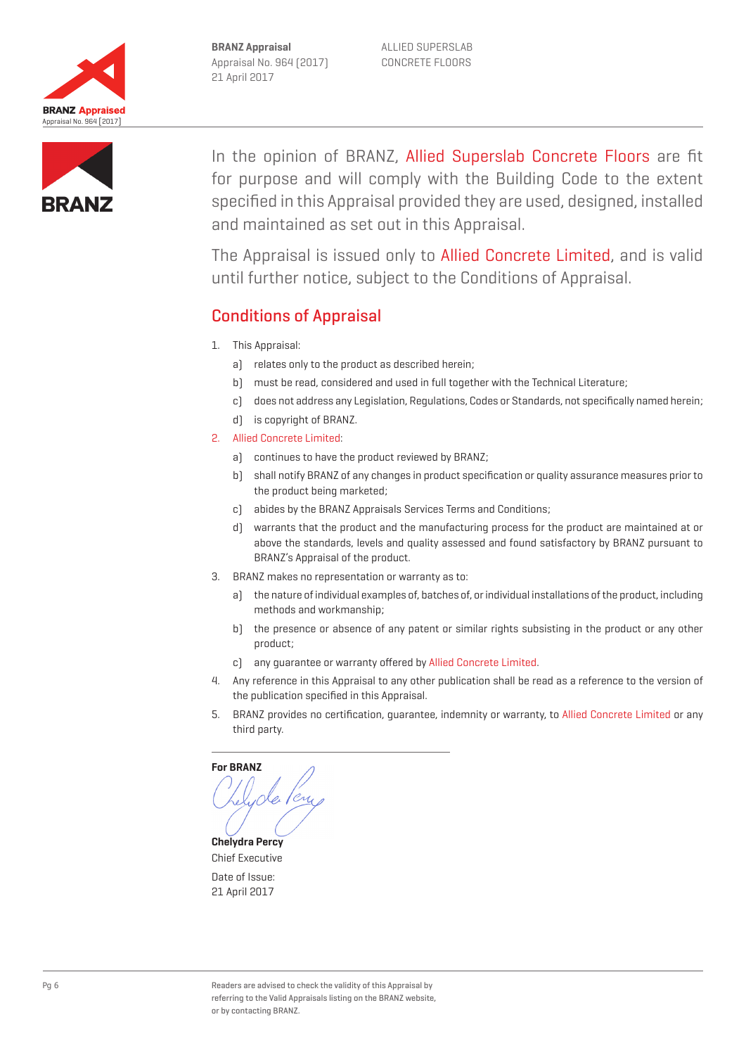In the opinion of BRANZ, Allied Superslab Concrete Floors are fit for purpose and will comply with the Building Code to the extent specified in this Appraisal provided they are used, designed, installed and maintained as set out in this Appraisal.

The Appraisal is issued only to Allied Concrete Limited, and is valid until further notice, subject to the Conditions of Appraisal.

## Conditions of Appraisal

1. This Appraisal:
   a) relates only to the product as described herein;
   b) must be read, considered and used in full together with the Technical Literature;
   c) does not address any Legislation, Regulations, Codes or Standards, not specifically named herein;
   d) is copyright of BRANZ.
2. Allied Concrete Limited:
   a) continues to have the product reviewed by BRANZ;
   b) shall notify BRANZ of any changes in product specification or quality assurance measures prior to the product being marketed;
   c) abides by the BRANZ Appraisals Services Terms and Conditions;
   d) warrants that the product and the manufacturing process for the product are maintained at or above the standards, levels and quality assessed and found satisfactory by BRANZ pursuant to BRANZ's Appraisal of the product.
3. BRANZ makes no representation or warranty as to:
   a) the nature of individual examples of, batches of, or individual installations of the product, including methods and workmanship;
   b) the presence or absence of any patent or similar rights subsisting in the product or any other product;
   c) any guarantee or warranty offered by Allied Concrete Limited.
4. Any reference in this Appraisal to any other publication shall be read as a reference to the version of the publication specified in this Appraisal.
5. BRANZ provides no certification, guarantee, indemnity or warranty, to Allied Concrete Limited or any third party.

**For BRANZ**

**Chelydra Percy**
Chief Executive

Date of Issue:
21 April 2017

Readers are advised to check the validity of this Appraisal by referring to the Valid Appraisals listing on the BRANZ website, or by contacting BRANZ.